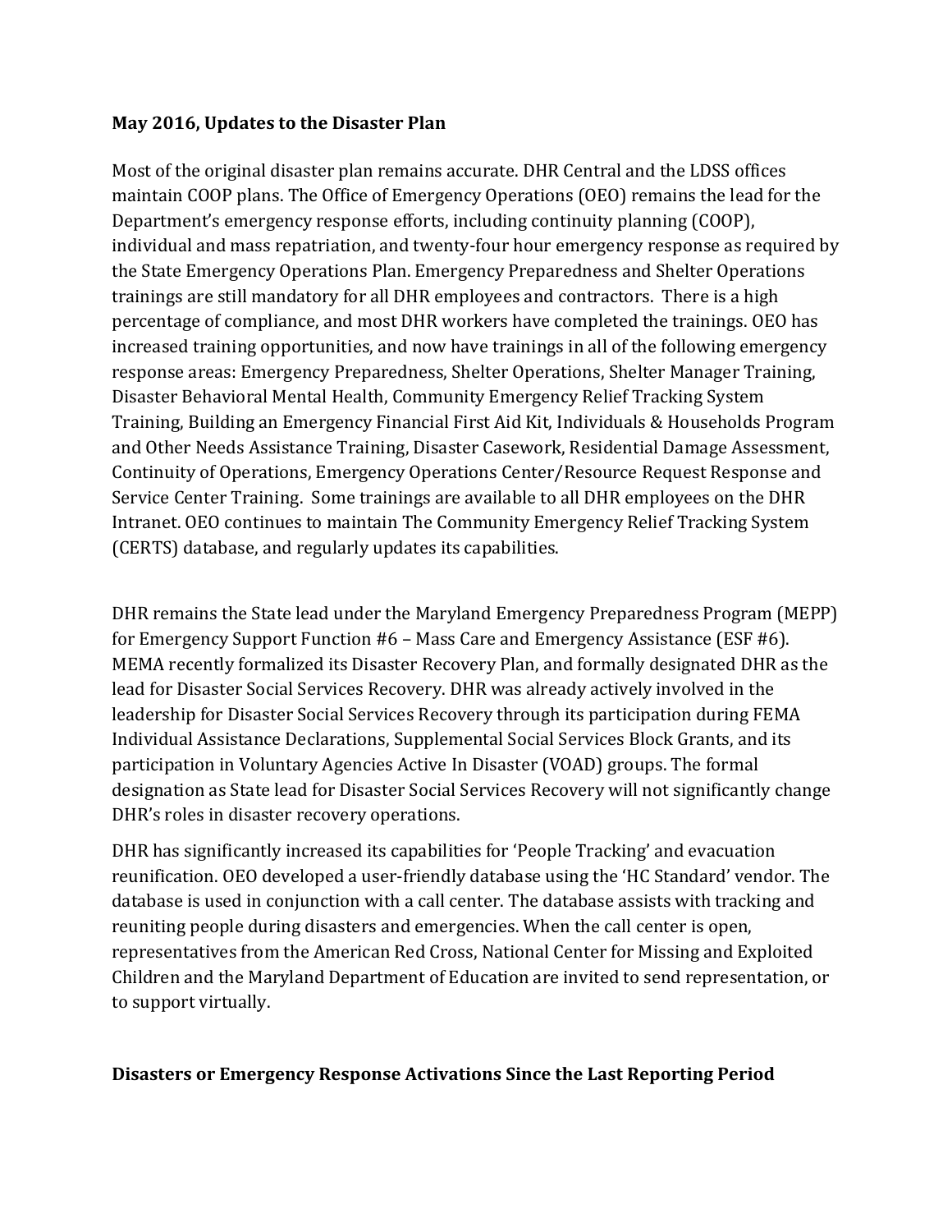**May 2016, Updates to the Disaster Plan**

Most of the original disaster plan remains accurate. DHR Central and the LDSS offices maintain COOP plans. The Office of Emergency Operations (OEO) remains the lead for the Department's emergency response efforts, including continuity planning (COOP), individual and mass repatriation, and twenty-four hour emergency response as required by the State Emergency Operations Plan. Emergency Preparedness and Shelter Operations trainings are still mandatory for all DHR employees and contractors. There is a high percentage of compliance, and most DHR workers have completed the trainings. OEO has increased training opportunities, and now have trainings in all of the following emergency response areas: Emergency Preparedness, Shelter Operations, Shelter Manager Training, Disaster Behavioral Mental Health, Community Emergency Relief Tracking System Training, Building an Emergency Financial First Aid Kit, Individuals & Households Program and Other Needs Assistance Training, Disaster Casework, Residential Damage Assessment, Continuity of Operations, Emergency Operations Center/Resource Request Response and Service Center Training. Some trainings are available to all DHR employees on the DHR Intranet. OEO continues to maintain The Community Emergency Relief Tracking System (CERTS) database, and regularly updates its capabilities.

DHR remains the State lead under the Maryland Emergency Preparedness Program (MEPP) for Emergency Support Function #6 – Mass Care and Emergency Assistance (ESF #6). MEMA recently formalized its Disaster Recovery Plan, and formally designated DHR as the lead for Disaster Social Services Recovery. DHR was already actively involved in the leadership for Disaster Social Services Recovery through its participation during FEMA Individual Assistance Declarations, Supplemental Social Services Block Grants, and its participation in Voluntary Agencies Active In Disaster (VOAD) groups. The formal designation as State lead for Disaster Social Services Recovery will not significantly change DHR's roles in disaster recovery operations.

DHR has significantly increased its capabilities for 'People Tracking' and evacuation reunification. OEO developed a user-friendly database using the 'HC Standard' vendor. The database is used in conjunction with a call center. The database assists with tracking and reuniting people during disasters and emergencies. When the call center is open, representatives from the American Red Cross, National Center for Missing and Exploited Children and the Maryland Department of Education are invited to send representation, or to support virtually.

**Disasters or Emergency Response Activations Since the Last Reporting Period**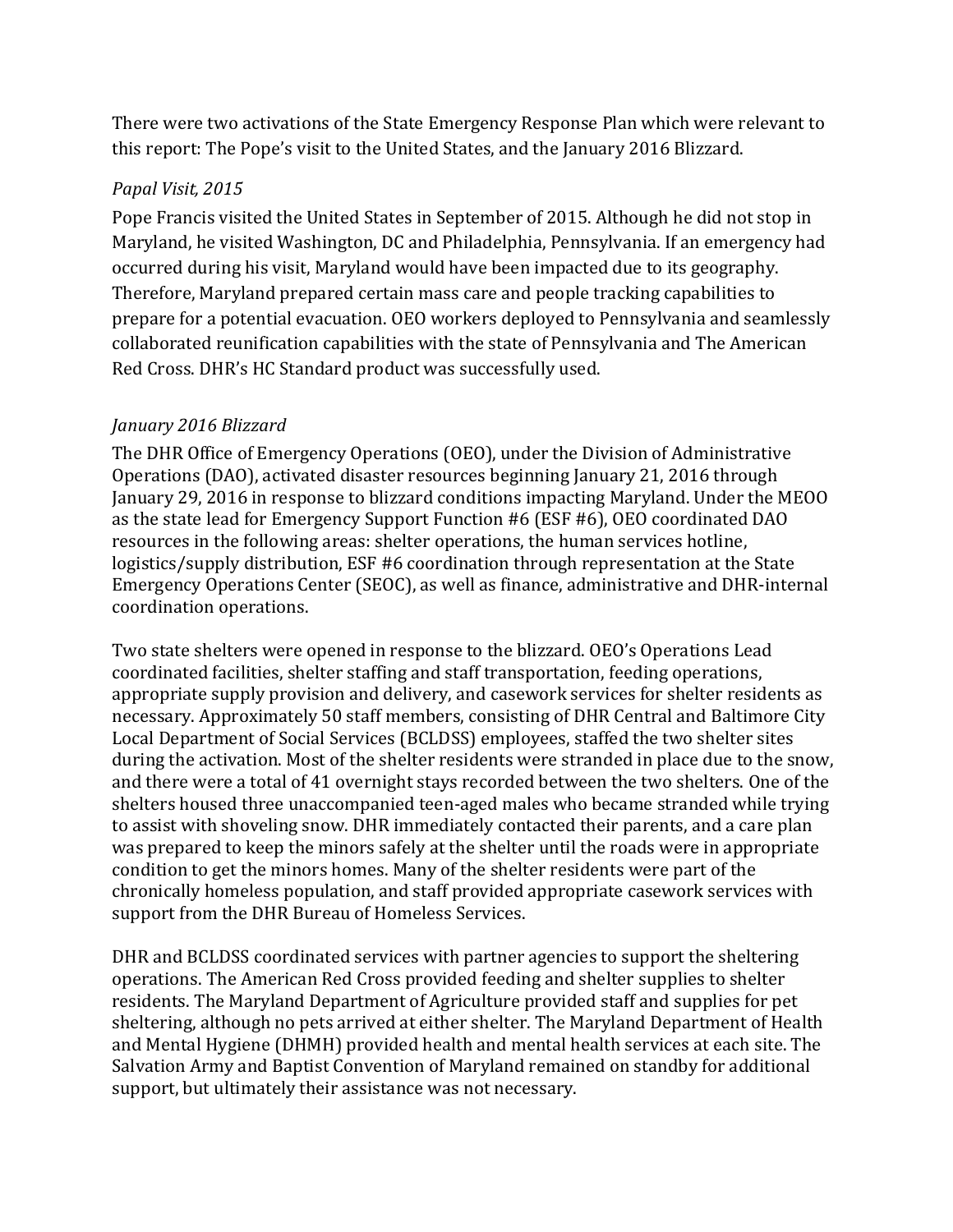There were two activations of the State Emergency Response Plan which were relevant to this report: The Pope's visit to the United States, and the January 2016 Blizzard.

*Papal Visit, 2015*

Pope Francis visited the United States in September of 2015. Although he did not stop in Maryland, he visited Washington, DC and Philadelphia, Pennsylvania. If an emergency had occurred during his visit, Maryland would have been impacted due to its geography. Therefore, Maryland prepared certain mass care and people tracking capabilities to prepare for a potential evacuation. OEO workers deployed to Pennsylvania and seamlessly collaborated reunification capabilities with the state of Pennsylvania and The American Red Cross. DHR's HC Standard product was successfully used.

*January 2016 Blizzard*

The DHR Office of Emergency Operations (OEO), under the Division of Administrative Operations (DAO), activated disaster resources beginning January 21, 2016 through January 29, 2016 in response to blizzard conditions impacting Maryland. Under the MEOO as the state lead for Emergency Support Function #6 (ESF #6), OEO coordinated DAO resources in the following areas: shelter operations, the human services hotline, logistics/supply distribution, ESF #6 coordination through representation at the State Emergency Operations Center (SEOC), as well as finance, administrative and DHR-internal coordination operations.

Two state shelters were opened in response to the blizzard. OEO's Operations Lead coordinated facilities, shelter staffing and staff transportation, feeding operations, appropriate supply provision and delivery, and casework services for shelter residents as necessary. Approximately 50 staff members, consisting of DHR Central and Baltimore City Local Department of Social Services (BCLDSS) employees, staffed the two shelter sites during the activation. Most of the shelter residents were stranded in place due to the snow, and there were a total of 41 overnight stays recorded between the two shelters. One of the shelters housed three unaccompanied teen-aged males who became stranded while trying to assist with shoveling snow. DHR immediately contacted their parents, and a care plan was prepared to keep the minors safely at the shelter until the roads were in appropriate condition to get the minors homes. Many of the shelter residents were part of the chronically homeless population, and staff provided appropriate casework services with support from the DHR Bureau of Homeless Services.

DHR and BCLDSS coordinated services with partner agencies to support the sheltering operations. The American Red Cross provided feeding and shelter supplies to shelter residents. The Maryland Department of Agriculture provided staff and supplies for pet sheltering, although no pets arrived at either shelter. The Maryland Department of Health and Mental Hygiene (DHMH) provided health and mental health services at each site. The Salvation Army and Baptist Convention of Maryland remained on standby for additional support, but ultimately their assistance was not necessary.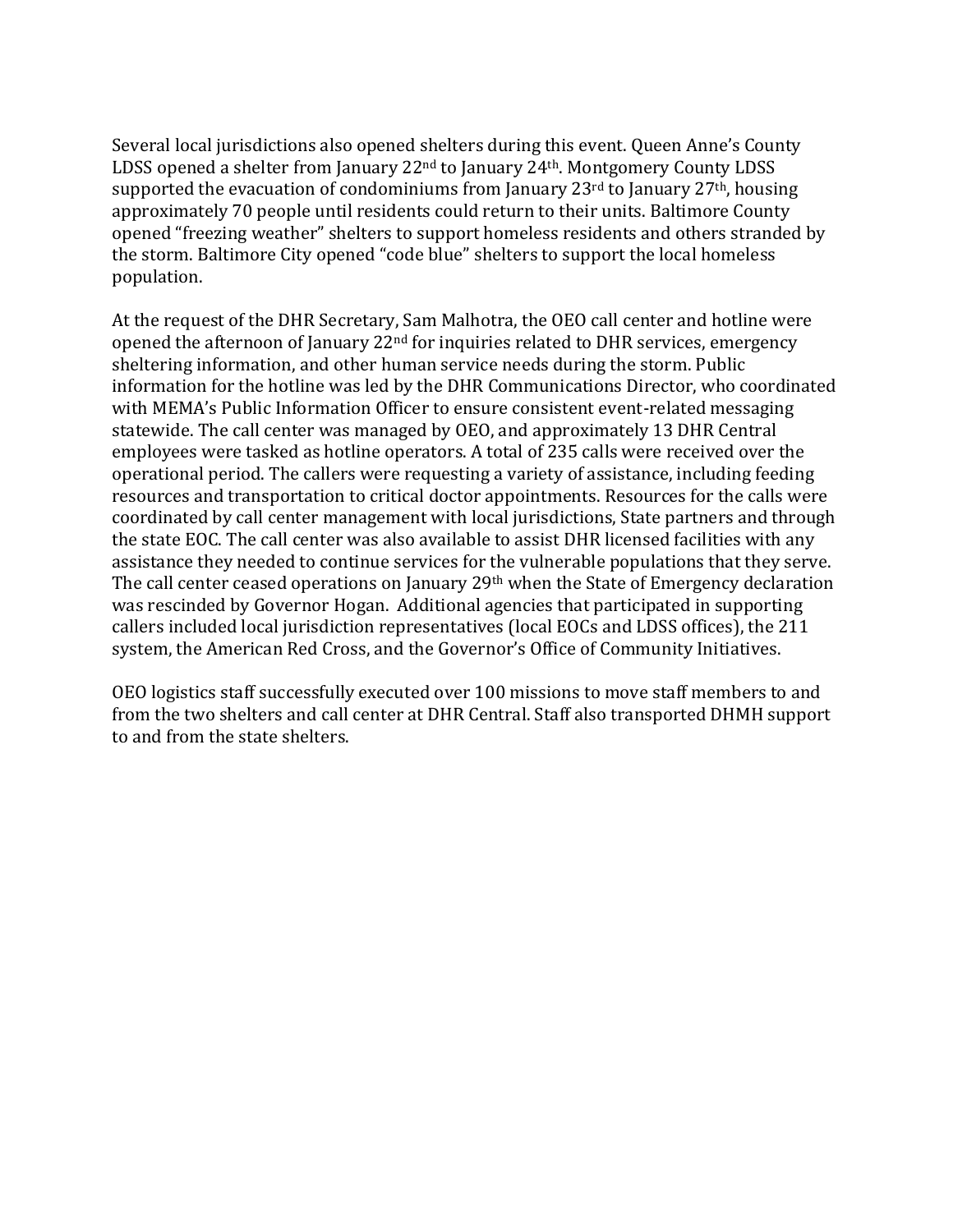Several local jurisdictions also opened shelters during this event. Queen Anne's County LDSS opened a shelter from January 22nd to January 24th. Montgomery County LDSS supported the evacuation of condominiums from January 23rd to January 27th, housing approximately 70 people until residents could return to their units. Baltimore County opened "freezing weather" shelters to support homeless residents and others stranded by the storm. Baltimore City opened "code blue" shelters to support the local homeless population.

At the request of the DHR Secretary, Sam Malhotra, the OEO call center and hotline were opened the afternoon of January 22nd for inquiries related to DHR services, emergency sheltering information, and other human service needs during the storm. Public information for the hotline was led by the DHR Communications Director, who coordinated with MEMA's Public Information Officer to ensure consistent event-related messaging statewide. The call center was managed by OEO, and approximately 13 DHR Central employees were tasked as hotline operators. A total of 235 calls were received over the operational period. The callers were requesting a variety of assistance, including feeding resources and transportation to critical doctor appointments. Resources for the calls were coordinated by call center management with local jurisdictions, State partners and through the state EOC. The call center was also available to assist DHR licensed facilities with any assistance they needed to continue services for the vulnerable populations that they serve. The call center ceased operations on January 29th when the State of Emergency declaration was rescinded by Governor Hogan. Additional agencies that participated in supporting callers included local jurisdiction representatives (local EOCs and LDSS offices), the 211 system, the American Red Cross, and the Governor's Office of Community Initiatives.

OEO logistics staff successfully executed over 100 missions to move staff members to and from the two shelters and call center at DHR Central. Staff also transported DHMH support to and from the state shelters.